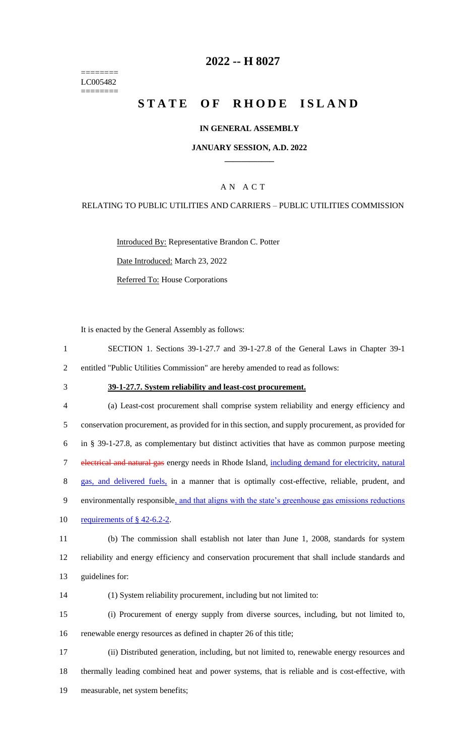========
LC005482
========

# 2022 -- H 8027

# STATE OF RHODE ISLAND

## IN GENERAL ASSEMBLY

### JANUARY SESSION, A.D. 2022

---

## A N A C T

### RELATING TO PUBLIC UTILITIES AND CARRIERS – PUBLIC UTILITIES COMMISSION

Introduced By: Representative Brandon C. Potter

Date Introduced: March 23, 2022

Referred To: House Corporations

It is enacted by the General Assembly as follows:

1 SECTION 1. Sections 39-1-27.7 and 39-1-27.8 of the General Laws in Chapter 39-1
2 entitled "Public Utilities Commission" are hereby amended to read as follows:

3 **39-1-27.7. System reliability and least-cost procurement.**

4 (a) Least-cost procurement shall comprise system reliability and energy efficiency and
5 conservation procurement, as provided for in this section, and supply procurement, as provided for
6 in § 39-1-27.8, as complementary but distinct activities that have as common purpose meeting
7 ~~electrical and natural gas~~ energy needs in Rhode Island, including demand for electricity, natural
8 gas, and delivered fuels, in a manner that is optimally cost-effective, reliable, prudent, and
9 environmentally responsible, and that aligns with the state's greenhouse gas emissions reductions
10 requirements of § 42-6.2-2.

11 (b) The commission shall establish not later than June 1, 2008, standards for system
12 reliability and energy efficiency and conservation procurement that shall include standards and
13 guidelines for:

14 (1) System reliability procurement, including but not limited to:

15 (i) Procurement of energy supply from diverse sources, including, but not limited to,
16 renewable energy resources as defined in chapter 26 of this title;

17 (ii) Distributed generation, including, but not limited to, renewable energy resources and
18 thermally leading combined heat and power systems, that is reliable and is cost-effective, with
19 measurable, net system benefits;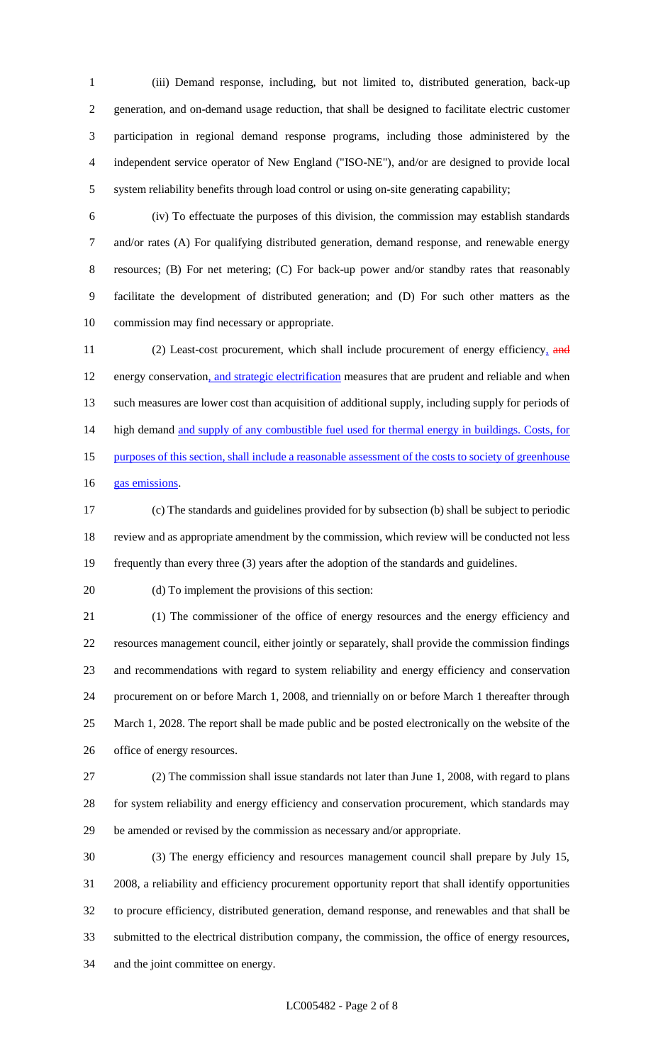(iii) Demand response, including, but not limited to, distributed generation, back-up generation, and on-demand usage reduction, that shall be designed to facilitate electric customer participation in regional demand response programs, including those administered by the independent service operator of New England ("ISO-NE"), and/or are designed to provide local system reliability benefits through load control or using on-site generating capability;

(iv) To effectuate the purposes of this division, the commission may establish standards and/or rates (A) For qualifying distributed generation, demand response, and renewable energy resources; (B) For net metering; (C) For back-up power and/or standby rates that reasonably facilitate the development of distributed generation; and (D) For such other matters as the commission may find necessary or appropriate.

(2) Least-cost procurement, which shall include procurement of energy efficiency, ~~and~~ energy conservation, and strategic electrification measures that are prudent and reliable and when such measures are lower cost than acquisition of additional supply, including supply for periods of high demand and supply of any combustible fuel used for thermal energy in buildings. Costs, for purposes of this section, shall include a reasonable assessment of the costs to society of greenhouse gas emissions.

(c) The standards and guidelines provided for by subsection (b) shall be subject to periodic review and as appropriate amendment by the commission, which review will be conducted not less frequently than every three (3) years after the adoption of the standards and guidelines.

(d) To implement the provisions of this section:

(1) The commissioner of the office of energy resources and the energy efficiency and resources management council, either jointly or separately, shall provide the commission findings and recommendations with regard to system reliability and energy efficiency and conservation procurement on or before March 1, 2008, and triennially on or before March 1 thereafter through March 1, 2028. The report shall be made public and be posted electronically on the website of the office of energy resources.

(2) The commission shall issue standards not later than June 1, 2008, with regard to plans for system reliability and energy efficiency and conservation procurement, which standards may be amended or revised by the commission as necessary and/or appropriate.

(3) The energy efficiency and resources management council shall prepare by July 15, 2008, a reliability and efficiency procurement opportunity report that shall identify opportunities to procure efficiency, distributed generation, demand response, and renewables and that shall be submitted to the electrical distribution company, the commission, the office of energy resources, and the joint committee on energy.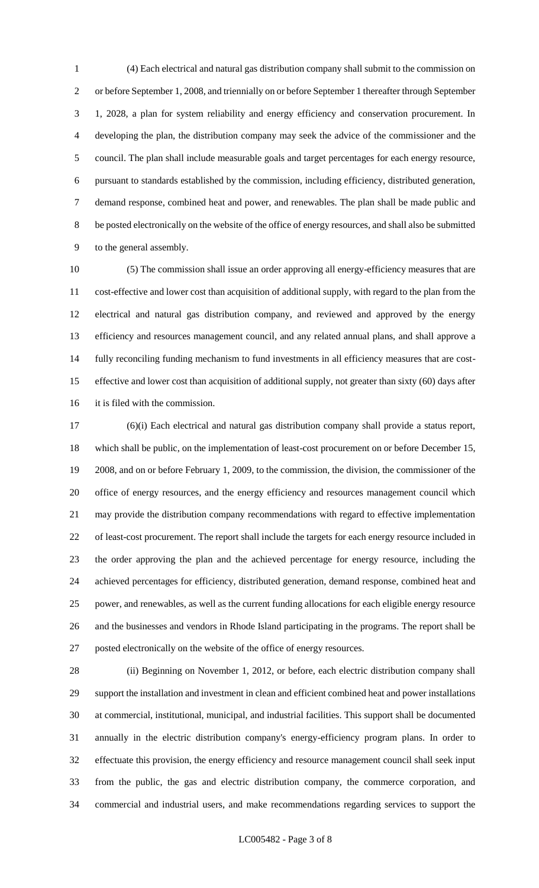(4) Each electrical and natural gas distribution company shall submit to the commission on or before September 1, 2008, and triennially on or before September 1 thereafter through September 1, 2028, a plan for system reliability and energy efficiency and conservation procurement. In developing the plan, the distribution company may seek the advice of the commissioner and the council. The plan shall include measurable goals and target percentages for each energy resource, pursuant to standards established by the commission, including efficiency, distributed generation, demand response, combined heat and power, and renewables. The plan shall be made public and be posted electronically on the website of the office of energy resources, and shall also be submitted to the general assembly.

(5) The commission shall issue an order approving all energy-efficiency measures that are cost-effective and lower cost than acquisition of additional supply, with regard to the plan from the electrical and natural gas distribution company, and reviewed and approved by the energy efficiency and resources management council, and any related annual plans, and shall approve a fully reconciling funding mechanism to fund investments in all efficiency measures that are cost-effective and lower cost than acquisition of additional supply, not greater than sixty (60) days after it is filed with the commission.

(6)(i) Each electrical and natural gas distribution company shall provide a status report, which shall be public, on the implementation of least-cost procurement on or before December 15, 2008, and on or before February 1, 2009, to the commission, the division, the commissioner of the office of energy resources, and the energy efficiency and resources management council which may provide the distribution company recommendations with regard to effective implementation of least-cost procurement. The report shall include the targets for each energy resource included in the order approving the plan and the achieved percentage for energy resource, including the achieved percentages for efficiency, distributed generation, demand response, combined heat and power, and renewables, as well as the current funding allocations for each eligible energy resource and the businesses and vendors in Rhode Island participating in the programs. The report shall be posted electronically on the website of the office of energy resources.

(ii) Beginning on November 1, 2012, or before, each electric distribution company shall support the installation and investment in clean and efficient combined heat and power installations at commercial, institutional, municipal, and industrial facilities. This support shall be documented annually in the electric distribution company's energy-efficiency program plans. In order to effectuate this provision, the energy efficiency and resource management council shall seek input from the public, the gas and electric distribution company, the commerce corporation, and commercial and industrial users, and make recommendations regarding services to support the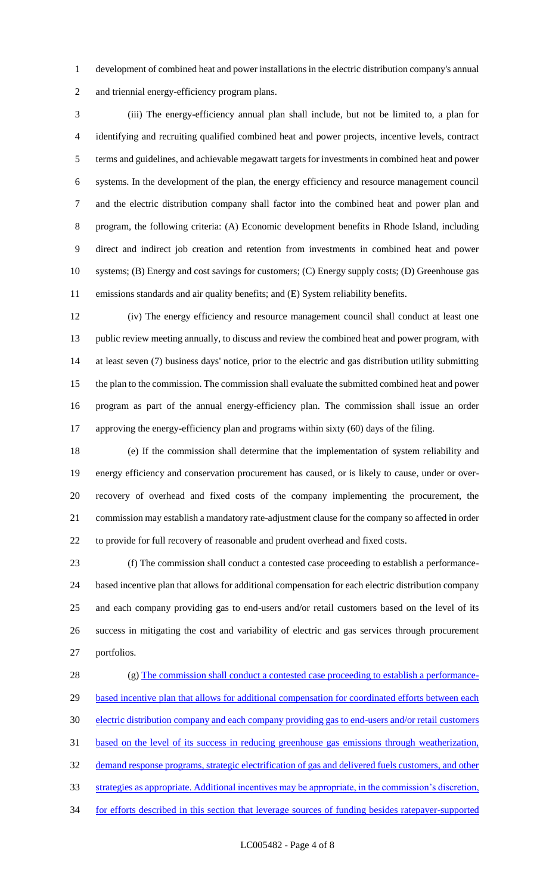development of combined heat and power installations in the electric distribution company's annual and triennial energy-efficiency program plans.

(iii) The energy-efficiency annual plan shall include, but not be limited to, a plan for identifying and recruiting qualified combined heat and power projects, incentive levels, contract terms and guidelines, and achievable megawatt targets for investments in combined heat and power systems. In the development of the plan, the energy efficiency and resource management council and the electric distribution company shall factor into the combined heat and power plan and program, the following criteria: (A) Economic development benefits in Rhode Island, including direct and indirect job creation and retention from investments in combined heat and power systems; (B) Energy and cost savings for customers; (C) Energy supply costs; (D) Greenhouse gas emissions standards and air quality benefits; and (E) System reliability benefits.

(iv) The energy efficiency and resource management council shall conduct at least one public review meeting annually, to discuss and review the combined heat and power program, with at least seven (7) business days' notice, prior to the electric and gas distribution utility submitting the plan to the commission. The commission shall evaluate the submitted combined heat and power program as part of the annual energy-efficiency plan. The commission shall issue an order approving the energy-efficiency plan and programs within sixty (60) days of the filing.

(e) If the commission shall determine that the implementation of system reliability and energy efficiency and conservation procurement has caused, or is likely to cause, under or over-recovery of overhead and fixed costs of the company implementing the procurement, the commission may establish a mandatory rate-adjustment clause for the company so affected in order to provide for full recovery of reasonable and prudent overhead and fixed costs.

(f) The commission shall conduct a contested case proceeding to establish a performance-based incentive plan that allows for additional compensation for each electric distribution company and each company providing gas to end-users and/or retail customers based on the level of its success in mitigating the cost and variability of electric and gas services through procurement portfolios.

(g) <u>The commission shall conduct a contested case proceeding to establish a performance-based incentive plan that allows for additional compensation for coordinated efforts between each electric distribution company and each company providing gas to end-users and/or retail customers based on the level of its success in reducing greenhouse gas emissions through weatherization, demand response programs, strategic electrification of gas and delivered fuels customers, and other strategies as appropriate. Additional incentives may be appropriate, in the commission's discretion, for efforts described in this section that leverage sources of funding besides ratepayer-supported</u>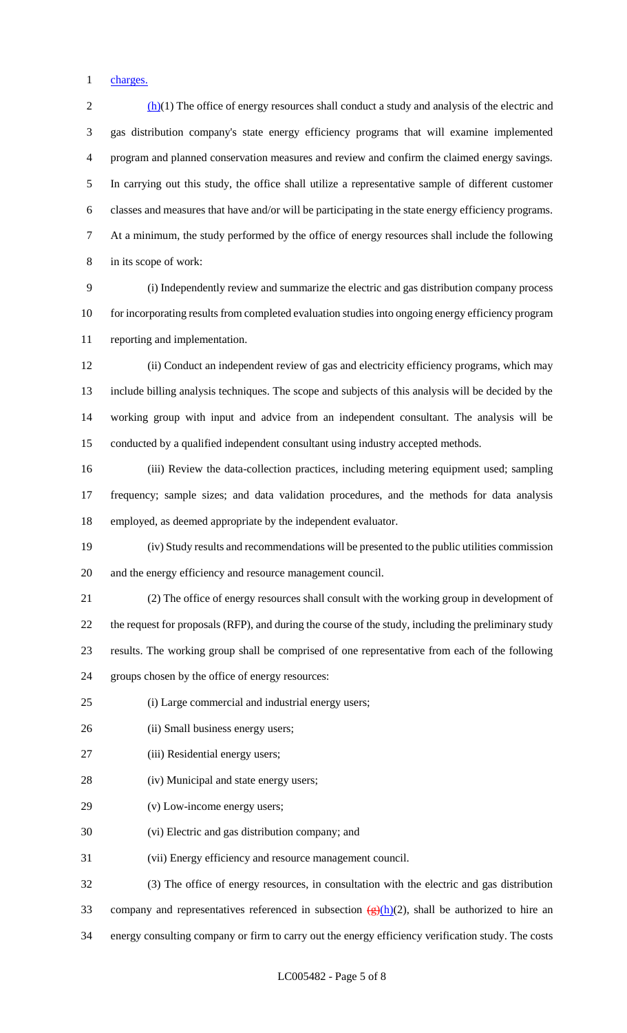charges.

(h)(1) The office of energy resources shall conduct a study and analysis of the electric and gas distribution company's state energy efficiency programs that will examine implemented program and planned conservation measures and review and confirm the claimed energy savings. In carrying out this study, the office shall utilize a representative sample of different customer classes and measures that have and/or will be participating in the state energy efficiency programs. At a minimum, the study performed by the office of energy resources shall include the following in its scope of work:

(i) Independently review and summarize the electric and gas distribution company process for incorporating results from completed evaluation studies into ongoing energy efficiency program reporting and implementation.

(ii) Conduct an independent review of gas and electricity efficiency programs, which may include billing analysis techniques. The scope and subjects of this analysis will be decided by the working group with input and advice from an independent consultant. The analysis will be conducted by a qualified independent consultant using industry accepted methods.

(iii) Review the data-collection practices, including metering equipment used; sampling frequency; sample sizes; and data validation procedures, and the methods for data analysis employed, as deemed appropriate by the independent evaluator.

(iv) Study results and recommendations will be presented to the public utilities commission and the energy efficiency and resource management council.

(2) The office of energy resources shall consult with the working group in development of the request for proposals (RFP), and during the course of the study, including the preliminary study results. The working group shall be comprised of one representative from each of the following groups chosen by the office of energy resources:

(i) Large commercial and industrial energy users;

(ii) Small business energy users;

(iii) Residential energy users;

(iv) Municipal and state energy users;

(v) Low-income energy users;

(vi) Electric and gas distribution company; and

(vii) Energy efficiency and resource management council.

(3) The office of energy resources, in consultation with the electric and gas distribution company and representatives referenced in subsection ~~(g)~~(h)(2), shall be authorized to hire an energy consulting company or firm to carry out the energy efficiency verification study. The costs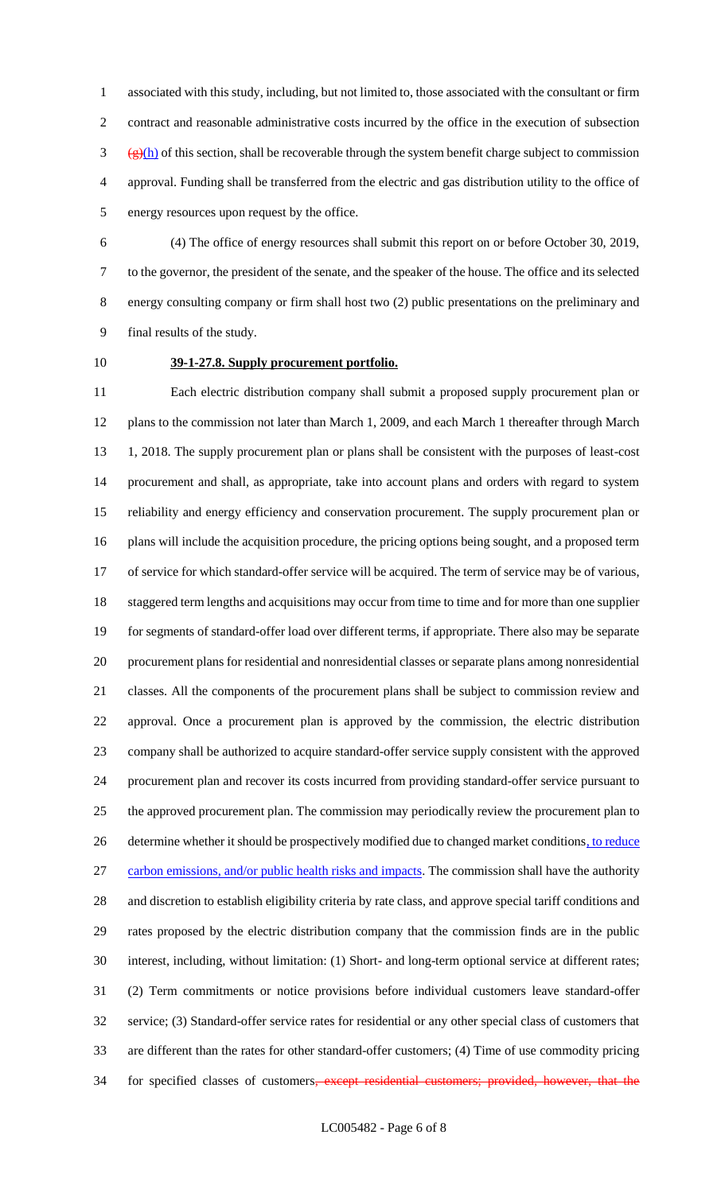associated with this study, including, but not limited to, those associated with the consultant or firm contract and reasonable administrative costs incurred by the office in the execution of subsection ~~(g)~~(h) of this section, shall be recoverable through the system benefit charge subject to commission approval. Funding shall be transferred from the electric and gas distribution utility to the office of energy resources upon request by the office.

(4) The office of energy resources shall submit this report on or before October 30, 2019, to the governor, the president of the senate, and the speaker of the house. The office and its selected energy consulting company or firm shall host two (2) public presentations on the preliminary and final results of the study.

**39-1-27.8. Supply procurement portfolio.**

Each electric distribution company shall submit a proposed supply procurement plan or plans to the commission not later than March 1, 2009, and each March 1 thereafter through March 1, 2018. The supply procurement plan or plans shall be consistent with the purposes of least-cost procurement and shall, as appropriate, take into account plans and orders with regard to system reliability and energy efficiency and conservation procurement. The supply procurement plan or plans will include the acquisition procedure, the pricing options being sought, and a proposed term of service for which standard-offer service will be acquired. The term of service may be of various, staggered term lengths and acquisitions may occur from time to time and for more than one supplier for segments of standard-offer load over different terms, if appropriate. There also may be separate procurement plans for residential and nonresidential classes or separate plans among nonresidential classes. All the components of the procurement plans shall be subject to commission review and approval. Once a procurement plan is approved by the commission, the electric distribution company shall be authorized to acquire standard-offer service supply consistent with the approved procurement plan and recover its costs incurred from providing standard-offer service pursuant to the approved procurement plan. The commission may periodically review the procurement plan to determine whether it should be prospectively modified due to changed market conditions, to reduce carbon emissions, and/or public health risks and impacts. The commission shall have the authority and discretion to establish eligibility criteria by rate class, and approve special tariff conditions and rates proposed by the electric distribution company that the commission finds are in the public interest, including, without limitation: (1) Short- and long-term optional service at different rates; (2) Term commitments or notice provisions before individual customers leave standard-offer service; (3) Standard-offer service rates for residential or any other special class of customers that are different than the rates for other standard-offer customers; (4) Time of use commodity pricing for specified classes of customers~~, except residential customers; provided, however, that the~~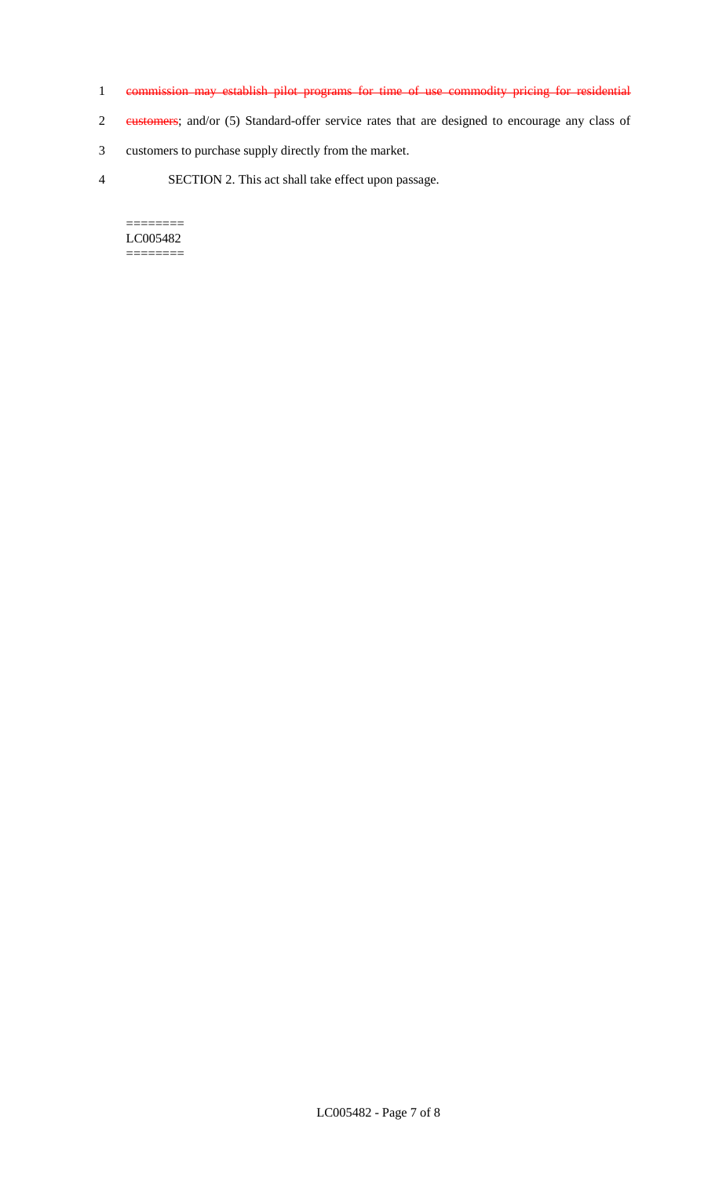1 ~~commission may establish pilot programs for time of use commodity pricing for residential~~

2 ~~customers~~; and/or (5) Standard-offer service rates that are designed to encourage any class of

3 customers to purchase supply directly from the market.

4 SECTION 2. This act shall take effect upon passage.

========
LC005482
========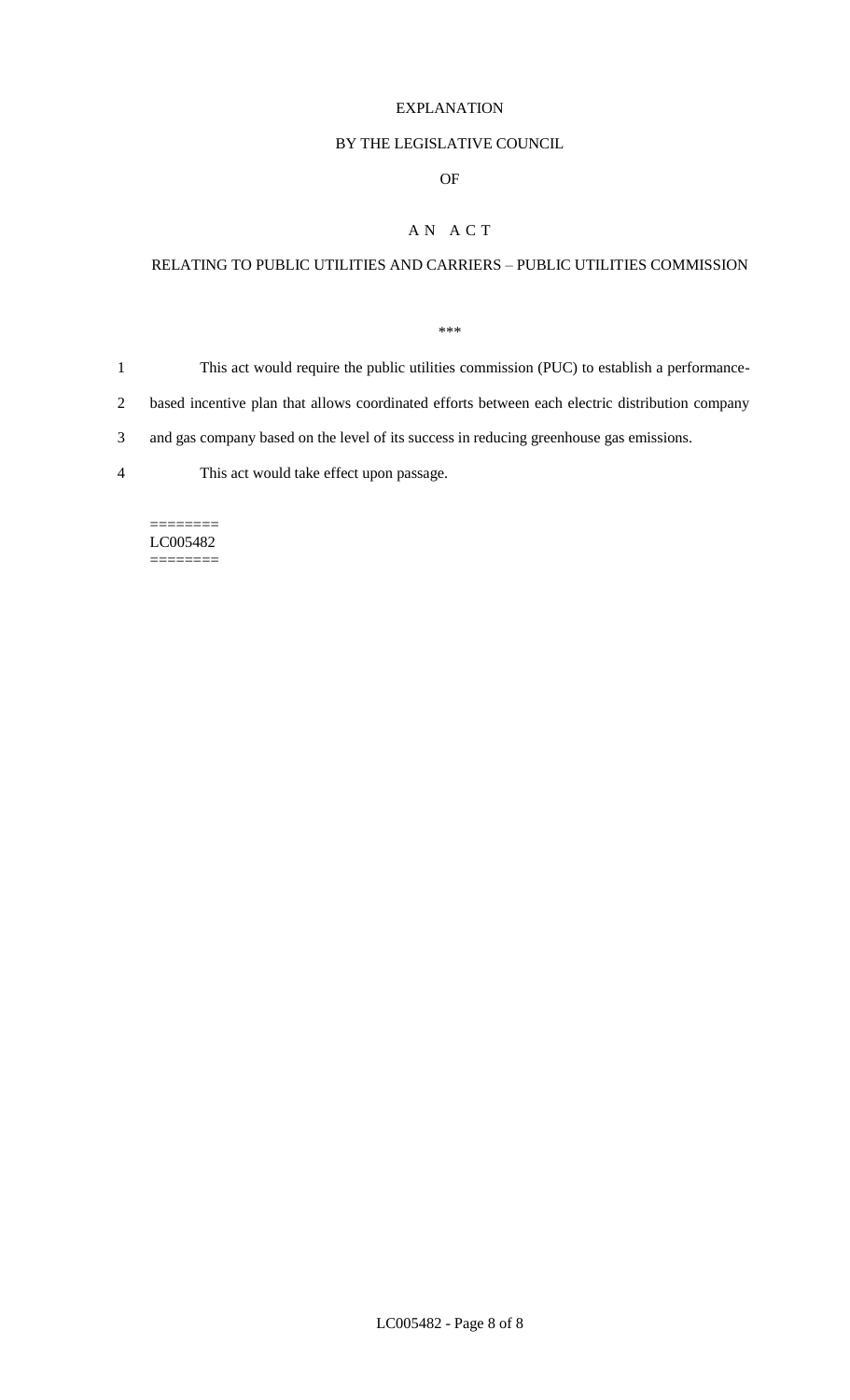EXPLANATION

BY THE LEGISLATIVE COUNCIL

OF

# A N A C T

RELATING TO PUBLIC UTILITIES AND CARRIERS – PUBLIC UTILITIES COMMISSION

\*\*\*

This act would require the public utilities commission (PUC) to establish a performance-based incentive plan that allows coordinated efforts between each electric distribution company and gas company based on the level of its success in reducing greenhouse gas emissions.

This act would take effect upon passage.

========
LC005482
========